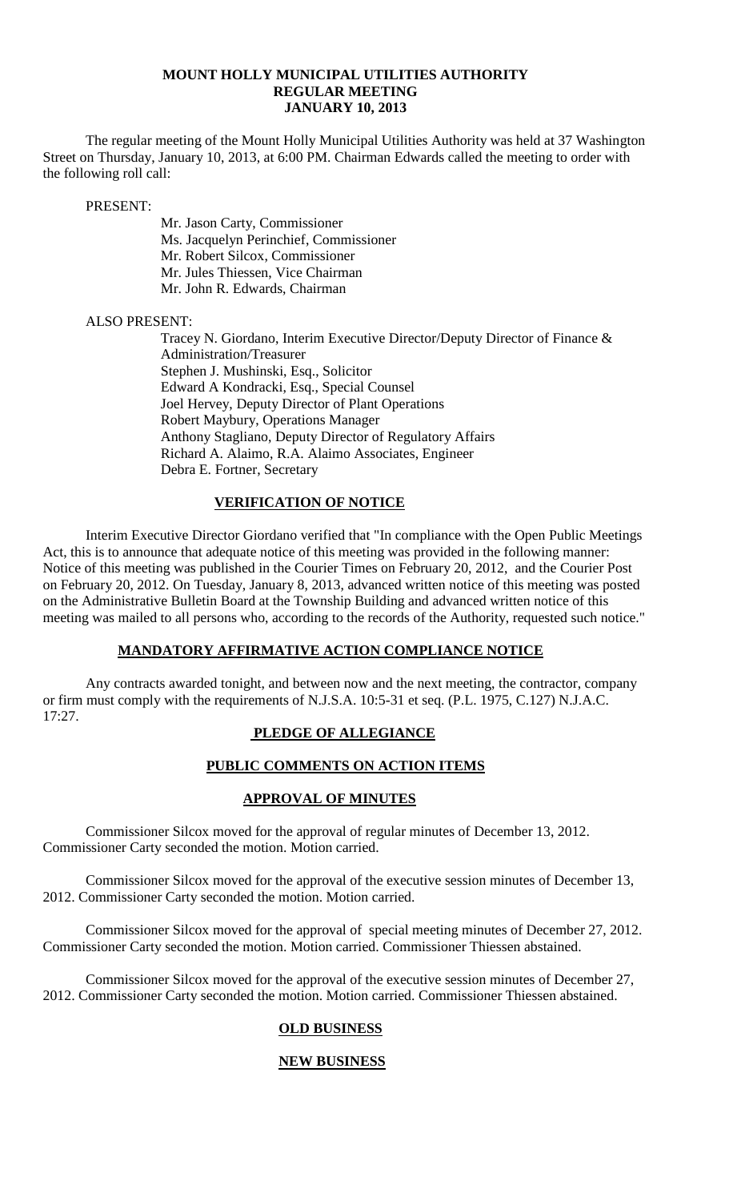# MOUNT HOLLY MUNICIPAL UTILITIES AUTHORITY
# REGULAR MEETING
# JANUARY 10, 2013

The regular meeting of the Mount Holly Municipal Utilities Authority was held at 37 Washington Street on Thursday, January 10, 2013, at 6:00 PM. Chairman Edwards called the meeting to order with the following roll call:

PRESENT:

Mr. Jason Carty, Commissioner
Ms. Jacquelyn Perinchief, Commissioner
Mr. Robert Silcox, Commissioner
Mr. Jules Thiessen, Vice Chairman
Mr. John R. Edwards, Chairman

ALSO PRESENT:

Tracey N. Giordano, Interim Executive Director/Deputy Director of Finance & Administration/Treasurer
Stephen J. Mushinski, Esq., Solicitor
Edward A Kondracki, Esq., Special Counsel
Joel Hervey, Deputy Director of Plant Operations
Robert Maybury, Operations Manager
Anthony Stagliano, Deputy Director of Regulatory Affairs
Richard A. Alaimo, R.A. Alaimo Associates, Engineer
Debra E. Fortner, Secretary

## VERIFICATION OF NOTICE

Interim Executive Director Giordano verified that "In compliance with the Open Public Meetings Act, this is to announce that adequate notice of this meeting was provided in the following manner: Notice of this meeting was published in the Courier Times on February 20, 2012, and the Courier Post on February 20, 2012. On Tuesday, January 8, 2013, advanced written notice of this meeting was posted on the Administrative Bulletin Board at the Township Building and advanced written notice of this meeting was mailed to all persons who, according to the records of the Authority, requested such notice."

## MANDATORY AFFIRMATIVE ACTION COMPLIANCE NOTICE

Any contracts awarded tonight, and between now and the next meeting, the contractor, company or firm must comply with the requirements of N.J.S.A. 10:5-31 et seq. (P.L. 1975, C.127) N.J.A.C. 17:27.

## PLEDGE OF ALLEGIANCE

## PUBLIC COMMENTS ON ACTION ITEMS

## APPROVAL OF MINUTES

Commissioner Silcox moved for the approval of regular minutes of December 13, 2012. Commissioner Carty seconded the motion. Motion carried.

Commissioner Silcox moved for the approval of the executive session minutes of December 13, 2012. Commissioner Carty seconded the motion. Motion carried.

Commissioner Silcox moved for the approval of special meeting minutes of December 27, 2012. Commissioner Carty seconded the motion. Motion carried. Commissioner Thiessen abstained.

Commissioner Silcox moved for the approval of the executive session minutes of December 27, 2012. Commissioner Carty seconded the motion. Motion carried. Commissioner Thiessen abstained.

## OLD BUSINESS

## NEW BUSINESS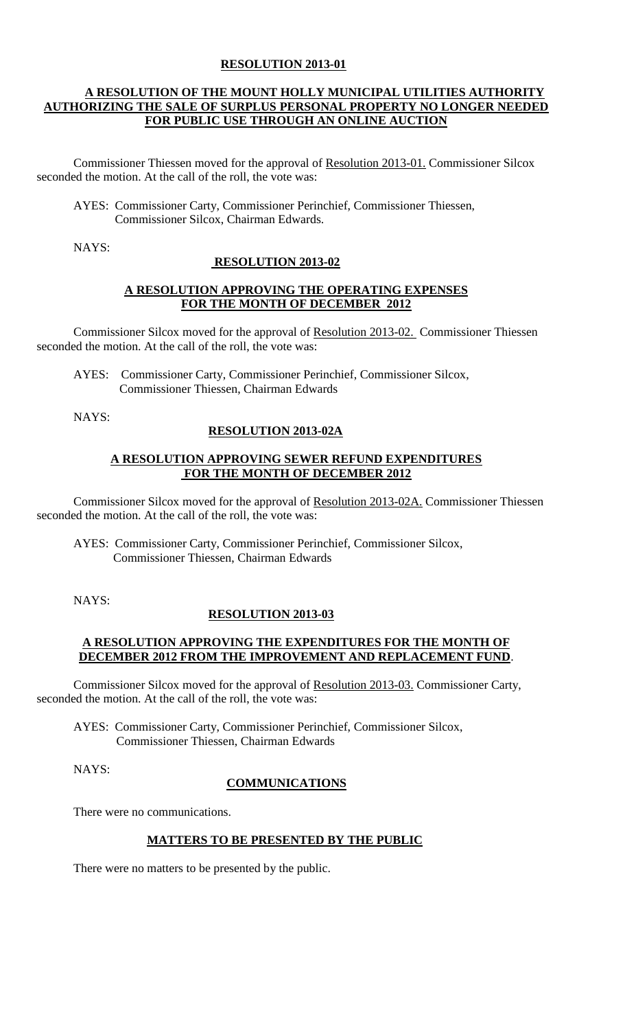**RESOLUTION 2013-01**

**A RESOLUTION OF THE MOUNT HOLLY MUNICIPAL UTILITIES AUTHORITY AUTHORIZING THE SALE OF SURPLUS PERSONAL PROPERTY NO LONGER NEEDED FOR PUBLIC USE THROUGH AN ONLINE AUCTION**

Commissioner Thiessen moved for the approval of Resolution 2013-01. Commissioner Silcox seconded the motion. At the call of the roll, the vote was:

AYES: Commissioner Carty, Commissioner Perinchief, Commissioner Thiessen, Commissioner Silcox, Chairman Edwards.

NAYS:

**RESOLUTION 2013-02**

**A RESOLUTION APPROVING THE OPERATING EXPENSES FOR THE MONTH OF DECEMBER 2012**

Commissioner Silcox moved for the approval of Resolution 2013-02. Commissioner Thiessen seconded the motion. At the call of the roll, the vote was:

AYES: Commissioner Carty, Commissioner Perinchief, Commissioner Silcox, Commissioner Thiessen, Chairman Edwards

NAYS:

**RESOLUTION 2013-02A**

**A RESOLUTION APPROVING SEWER REFUND EXPENDITURES FOR THE MONTH OF DECEMBER 2012**

Commissioner Silcox moved for the approval of Resolution 2013-02A. Commissioner Thiessen seconded the motion. At the call of the roll, the vote was:

AYES: Commissioner Carty, Commissioner Perinchief, Commissioner Silcox, Commissioner Thiessen, Chairman Edwards

NAYS:

**RESOLUTION 2013-03**

**A RESOLUTION APPROVING THE EXPENDITURES FOR THE MONTH OF DECEMBER 2012 FROM THE IMPROVEMENT AND REPLACEMENT FUND.**

Commissioner Silcox moved for the approval of Resolution 2013-03. Commissioner Carty, seconded the motion. At the call of the roll, the vote was:

AYES: Commissioner Carty, Commissioner Perinchief, Commissioner Silcox, Commissioner Thiessen, Chairman Edwards

NAYS:

**COMMUNICATIONS**

There were no communications.

**MATTERS TO BE PRESENTED BY THE PUBLIC**

There were no matters to be presented by the public.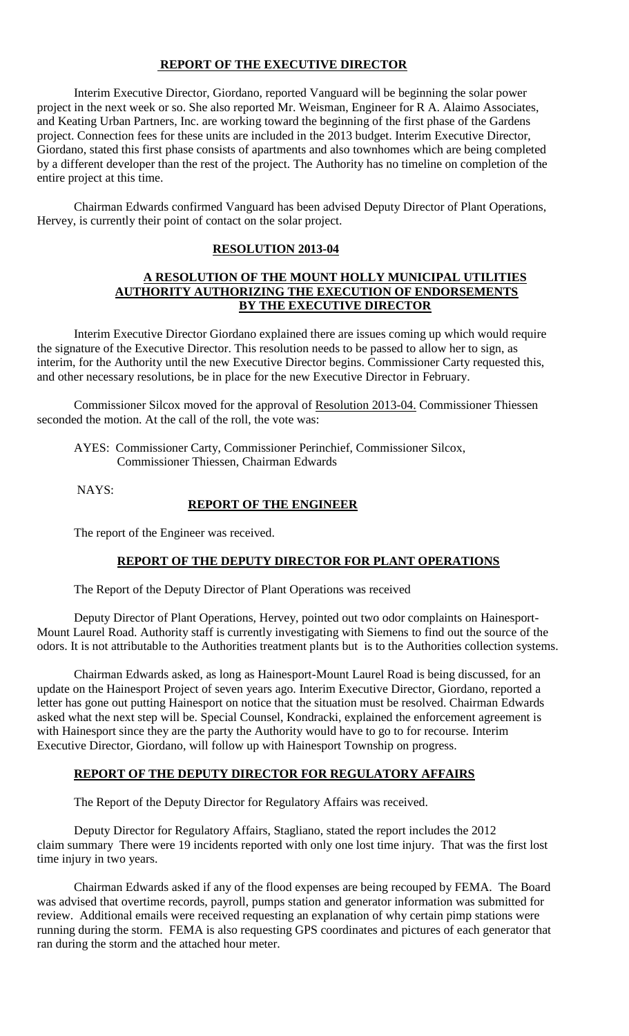## REPORT OF THE EXECUTIVE DIRECTOR

Interim Executive Director, Giordano, reported Vanguard will be beginning the solar power project in the next week or so. She also reported Mr. Weisman, Engineer for R A. Alaimo Associates, and Keating Urban Partners, Inc. are working toward the beginning of the first phase of the Gardens project. Connection fees for these units are included in the 2013 budget. Interim Executive Director, Giordano, stated this first phase consists of apartments and also townhomes which are being completed by a different developer than the rest of the project. The Authority has no timeline on completion of the entire project at this time.

Chairman Edwards confirmed Vanguard has been advised Deputy Director of Plant Operations, Hervey, is currently their point of contact on the solar project.

## RESOLUTION 2013-04

### A RESOLUTION OF THE MOUNT HOLLY MUNICIPAL UTILITIES AUTHORITY AUTHORIZING THE EXECUTION OF ENDORSEMENTS BY THE EXECUTIVE DIRECTOR

Interim Executive Director Giordano explained there are issues coming up which would require the signature of the Executive Director. This resolution needs to be passed to allow her to sign, as interim, for the Authority until the new Executive Director begins. Commissioner Carty requested this, and other necessary resolutions, be in place for the new Executive Director in February.

Commissioner Silcox moved for the approval of Resolution 2013-04. Commissioner Thiessen seconded the motion. At the call of the roll, the vote was:

AYES: Commissioner Carty, Commissioner Perinchief, Commissioner Silcox, Commissioner Thiessen, Chairman Edwards

NAYS:

## REPORT OF THE ENGINEER

The report of the Engineer was received.

## REPORT OF THE DEPUTY DIRECTOR FOR PLANT OPERATIONS

The Report of the Deputy Director of Plant Operations was received

Deputy Director of Plant Operations, Hervey, pointed out two odor complaints on Hainesport-Mount Laurel Road. Authority staff is currently investigating with Siemens to find out the source of the odors. It is not attributable to the Authorities treatment plants but is to the Authorities collection systems.

Chairman Edwards asked, as long as Hainesport-Mount Laurel Road is being discussed, for an update on the Hainesport Project of seven years ago. Interim Executive Director, Giordano, reported a letter has gone out putting Hainesport on notice that the situation must be resolved. Chairman Edwards asked what the next step will be. Special Counsel, Kondracki, explained the enforcement agreement is with Hainesport since they are the party the Authority would have to go to for recourse. Interim Executive Director, Giordano, will follow up with Hainesport Township on progress.

## REPORT OF THE DEPUTY DIRECTOR FOR REGULATORY AFFAIRS

The Report of the Deputy Director for Regulatory Affairs was received.

Deputy Director for Regulatory Affairs, Stagliano, stated the report includes the 2012 claim summary There were 19 incidents reported with only one lost time injury. That was the first lost time injury in two years.

Chairman Edwards asked if any of the flood expenses are being recouped by FEMA. The Board was advised that overtime records, payroll, pumps station and generator information was submitted for review. Additional emails were received requesting an explanation of why certain pimp stations were running during the storm. FEMA is also requesting GPS coordinates and pictures of each generator that ran during the storm and the attached hour meter.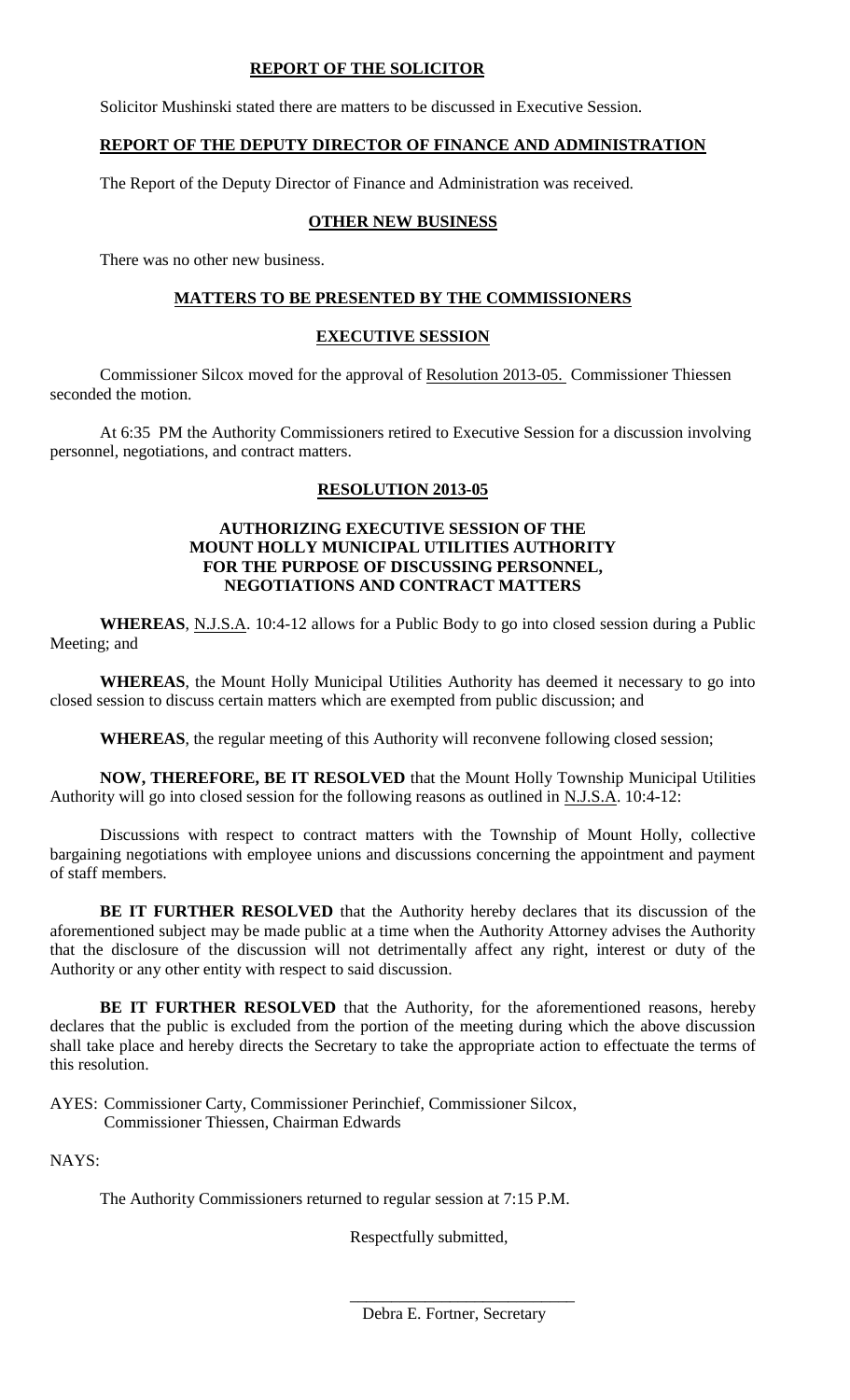**REPORT OF THE SOLICITOR**

Solicitor Mushinski stated there are matters to be discussed in Executive Session.

**REPORT OF THE DEPUTY DIRECTOR OF FINANCE AND ADMINISTRATION**

The Report of the Deputy Director of Finance and Administration was received.

**OTHER NEW BUSINESS**

There was no other new business.

**MATTERS TO BE PRESENTED BY THE COMMISSIONERS**

**EXECUTIVE SESSION**

Commissioner Silcox moved for the approval of Resolution 2013-05. Commissioner Thiessen seconded the motion.

At 6:35 PM the Authority Commissioners retired to Executive Session for a discussion involving personnel, negotiations, and contract matters.

**RESOLUTION 2013-05**

**AUTHORIZING EXECUTIVE SESSION OF THE MOUNT HOLLY MUNICIPAL UTILITIES AUTHORITY FOR THE PURPOSE OF DISCUSSING PERSONNEL, NEGOTIATIONS AND CONTRACT MATTERS**

**WHEREAS**, N.J.S.A. 10:4-12 allows for a Public Body to go into closed session during a Public Meeting; and

**WHEREAS**, the Mount Holly Municipal Utilities Authority has deemed it necessary to go into closed session to discuss certain matters which are exempted from public discussion; and

**WHEREAS**, the regular meeting of this Authority will reconvene following closed session;

**NOW, THEREFORE, BE IT RESOLVED** that the Mount Holly Township Municipal Utilities Authority will go into closed session for the following reasons as outlined in N.J.S.A. 10:4-12:

Discussions with respect to contract matters with the Township of Mount Holly, collective bargaining negotiations with employee unions and discussions concerning the appointment and payment of staff members.

**BE IT FURTHER RESOLVED** that the Authority hereby declares that its discussion of the aforementioned subject may be made public at a time when the Authority Attorney advises the Authority that the disclosure of the discussion will not detrimentally affect any right, interest or duty of the Authority or any other entity with respect to said discussion.

**BE IT FURTHER RESOLVED** that the Authority, for the aforementioned reasons, hereby declares that the public is excluded from the portion of the meeting during which the above discussion shall take place and hereby directs the Secretary to take the appropriate action to effectuate the terms of this resolution.

AYES: Commissioner Carty, Commissioner Perinchief, Commissioner Silcox, Commissioner Thiessen, Chairman Edwards

NAYS:

The Authority Commissioners returned to regular session at 7:15 P.M.

Respectfully submitted,

\_\_\_\_\_\_\_\_\_\_\_\_\_\_\_\_\_\_\_\_\_\_\_\_\_\_\_\_

Debra E. Fortner, Secretary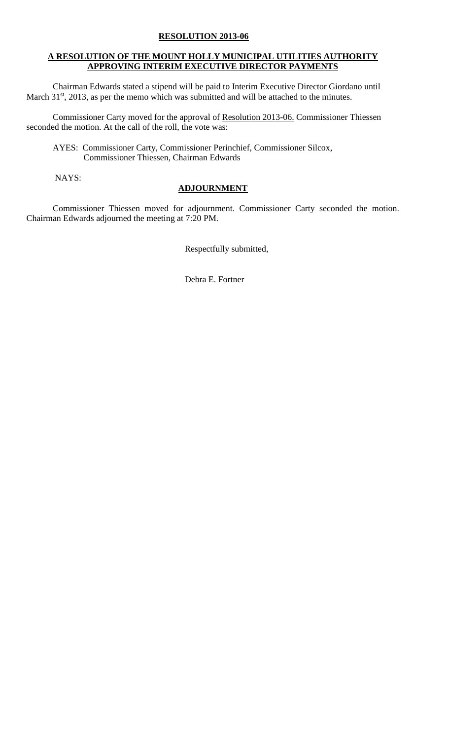**RESOLUTION 2013-06**

**A RESOLUTION OF THE MOUNT HOLLY MUNICIPAL UTILITIES AUTHORITY APPROVING INTERIM EXECUTIVE DIRECTOR PAYMENTS**

Chairman Edwards stated a stipend will be paid to Interim Executive Director Giordano until March 31st, 2013, as per the memo which was submitted and will be attached to the minutes.

Commissioner Carty moved for the approval of Resolution 2013-06. Commissioner Thiessen seconded the motion. At the call of the roll, the vote was:

AYES: Commissioner Carty, Commissioner Perinchief, Commissioner Silcox, Commissioner Thiessen, Chairman Edwards

NAYS:

**ADJOURNMENT**

Commissioner Thiessen moved for adjournment. Commissioner Carty seconded the motion. Chairman Edwards adjourned the meeting at 7:20 PM.

Respectfully submitted,

Debra E. Fortner